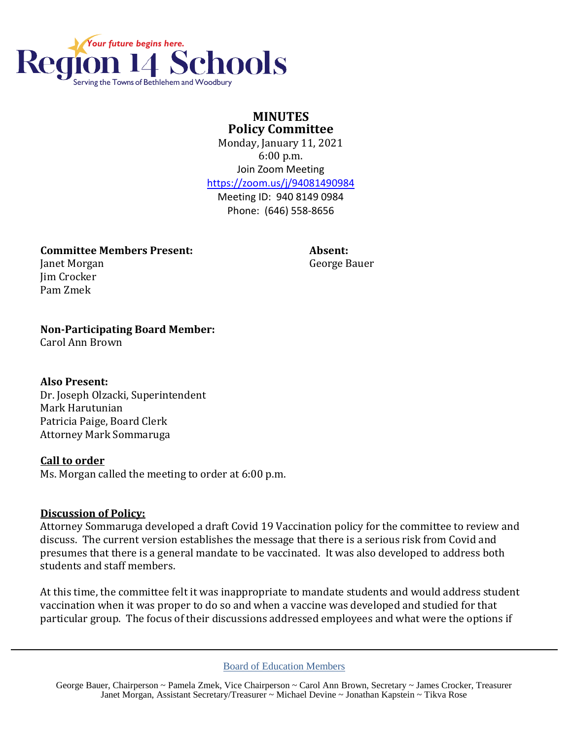Your future begins here.

Region 14 Schools

Serving the Towns of Bethlehem and Woodbury

# MINUTES
## Policy Committee

Monday, January 11, 2021
6:00 p.m.
Join Zoom Meeting
https://zoom.us/j/94081490984
Meeting ID: 940 8149 0984
Phone: (646) 558-8656

**Committee Members Present:**
Janet Morgan
Jim Crocker
Pam Zmek

**Absent:**
George Bauer

**Non-Participating Board Member:**
Carol Ann Brown

**Also Present:**
Dr. Joseph Olzacki, Superintendent
Mark Harutunian
Patricia Paige, Board Clerk
Attorney Mark Sommaruga

**Call to order**

Ms. Morgan called the meeting to order at 6:00 p.m.

**Discussion of Policy:**

Attorney Sommaruga developed a draft Covid 19 Vaccination policy for the committee to review and discuss. The current version establishes the message that there is a serious risk from Covid and presumes that there is a general mandate to be vaccinated. It was also developed to address both students and staff members.

At this time, the committee felt it was inappropriate to mandate students and would address student vaccination when it was proper to do so and when a vaccine was developed and studied for that particular group. The focus of their discussions addressed employees and what were the options if

Board of Education Members

George Bauer, Chairperson ~ Pamela Zmek, Vice Chairperson ~ Carol Ann Brown, Secretary ~ James Crocker, Treasurer
Janet Morgan, Assistant Secretary/Treasurer ~ Michael Devine ~ Jonathan Kapstein ~ Tikva Rose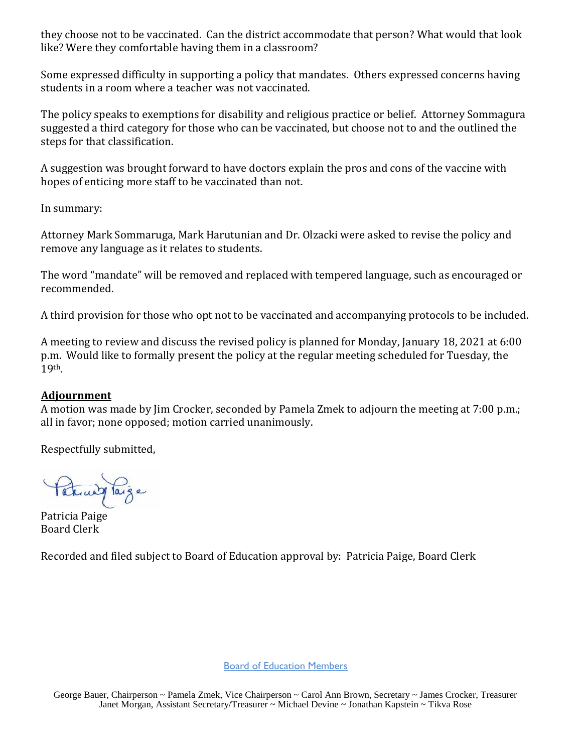they choose not to be vaccinated. Can the district accommodate that person? What would that look like? Were they comfortable having them in a classroom?

Some expressed difficulty in supporting a policy that mandates. Others expressed concerns having students in a room where a teacher was not vaccinated.

The policy speaks to exemptions for disability and religious practice or belief. Attorney Sommagura suggested a third category for those who can be vaccinated, but choose not to and the outlined the steps for that classification.

A suggestion was brought forward to have doctors explain the pros and cons of the vaccine with hopes of enticing more staff to be vaccinated than not.

In summary:

Attorney Mark Sommaruga, Mark Harutunian and Dr. Olzacki were asked to revise the policy and remove any language as it relates to students.

The word "mandate" will be removed and replaced with tempered language, such as encouraged or recommended.

A third provision for those who opt not to be vaccinated and accompanying protocols to be included.

A meeting to review and discuss the revised policy is planned for Monday, January 18, 2021 at 6:00 p.m. Would like to formally present the policy at the regular meeting scheduled for Tuesday, the 19th.

**Adjournment**

A motion was made by Jim Crocker, seconded by Pamela Zmek to adjourn the meeting at 7:00 p.m.; all in favor; none opposed; motion carried unanimously.

Respectfully submitted,

Patricia Paige
Board Clerk

Recorded and filed subject to Board of Education approval by: Patricia Paige, Board Clerk

Board of Education Members

George Bauer, Chairperson ~ Pamela Zmek, Vice Chairperson ~ Carol Ann Brown, Secretary ~ James Crocker, Treasurer
Janet Morgan, Assistant Secretary/Treasurer ~ Michael Devine ~ Jonathan Kapstein ~ Tikva Rose